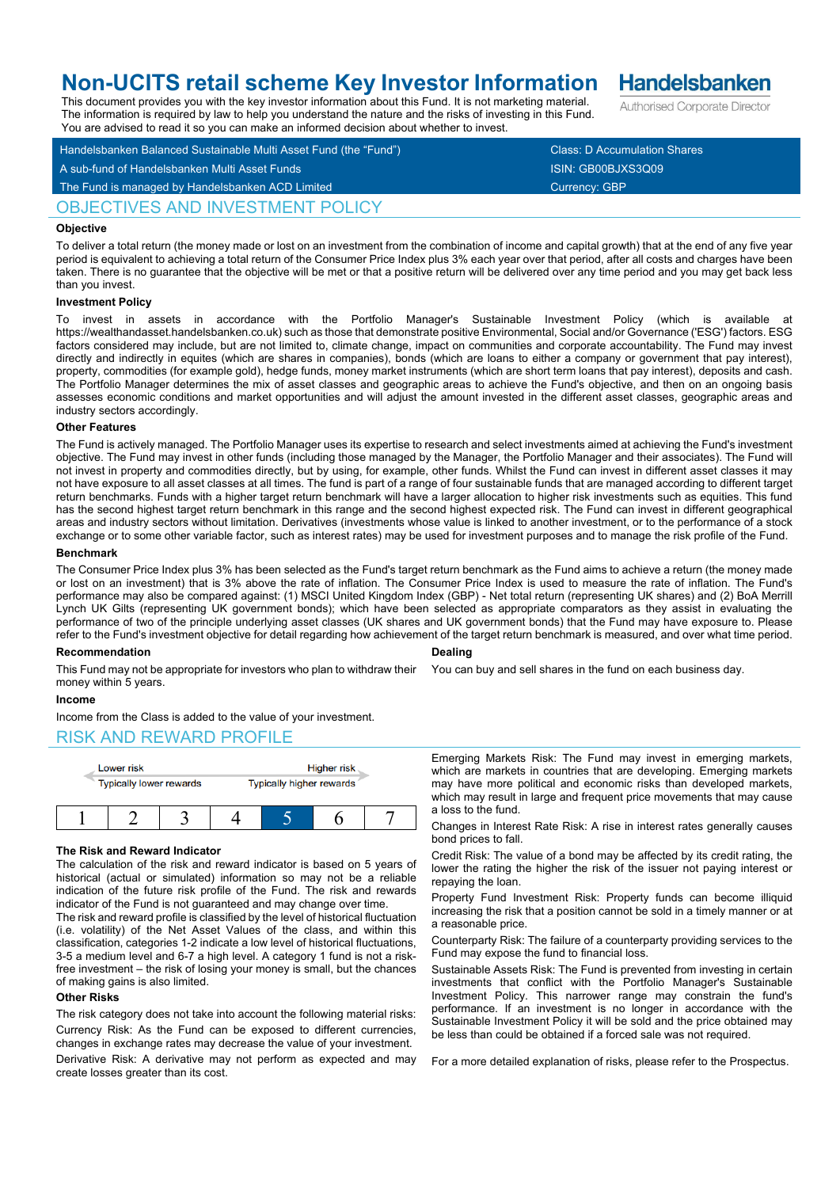# Non-UCITS retail scheme Key Investor Information

**Handelsbanken**
Authorised Corporate Director

This document provides you with the key investor information about this Fund. It is not marketing material. The information is required by law to help you understand the nature and the risks of investing in this Fund. You are advised to read it so you can make an informed decision about whether to invest.

| Handelsbanken Balanced Sustainable Multi Asset Fund (the "Fund") | Class: D Accumulation Shares |
|---|---|
| A sub-fund of Handelsbanken Multi Asset Funds | ISIN: GB00BJXS3Q09 |
| The Fund is managed by Handelsbanken ACD Limited | Currency: GBP |

## OBJECTIVES AND INVESTMENT POLICY

### Objective

To deliver a total return (the money made or lost on an investment from the combination of income and capital growth) that at the end of any five year period is equivalent to achieving a total return of the Consumer Price Index plus 3% each year over that period, after all costs and charges have been taken. There is no guarantee that the objective will be met or that a positive return will be delivered over any time period and you may get back less than you invest.

### Investment Policy

To invest in assets in accordance with the Portfolio Manager's Sustainable Investment Policy (which is available at https://wealthandasset.handelsbanken.co.uk) such as those that demonstrate positive Environmental, Social and/or Governance ('ESG') factors. ESG factors considered may include, but are not limited to, climate change, impact on communities and corporate accountability. The Fund may invest directly and indirectly in equites (which are shares in companies), bonds (which are loans to either a company or government that pay interest), property, commodities (for example gold), hedge funds, money market instruments (which are short term loans that pay interest), deposits and cash. The Portfolio Manager determines the mix of asset classes and geographic areas to achieve the Fund's objective, and then on an ongoing basis assesses economic conditions and market opportunities and will adjust the amount invested in the different asset classes, geographic areas and industry sectors accordingly.

### Other Features

The Fund is actively managed. The Portfolio Manager uses its expertise to research and select investments aimed at achieving the Fund's investment objective. The Fund may invest in other funds (including those managed by the Manager, the Portfolio Manager and their associates). The Fund will not invest in property and commodities directly, but by using, for example, other funds. Whilst the Fund can invest in different asset classes it may not have exposure to all asset classes at all times. The fund is part of a range of four sustainable funds that are managed according to different target return benchmarks. Funds with a higher target return benchmark will have a larger allocation to higher risk investments such as equities. This fund has the second highest target return benchmark in this range and the second highest expected risk. The Fund can invest in different geographical areas and industry sectors without limitation. Derivatives (investments whose value is linked to another investment, or to the performance of a stock exchange or to some other variable factor, such as interest rates) may be used for investment purposes and to manage the risk profile of the Fund.

### Benchmark

The Consumer Price Index plus 3% has been selected as the Fund's target return benchmark as the Fund aims to achieve a return (the money made or lost on an investment) that is 3% above the rate of inflation. The Consumer Price Index is used to measure the rate of inflation. The Fund's performance may also be compared against: (1) MSCI United Kingdom Index (GBP) - Net total return (representing UK shares) and (2) BoA Merrill Lynch UK Gilts (representing UK government bonds); which have been selected as appropriate comparators as they assist in evaluating the performance of two of the principle underlying asset classes (UK shares and UK government bonds) that the Fund may have exposure to. Please refer to the Fund's investment objective for detail regarding how achievement of the target return benchmark is measured, and over what time period.

### Recommendation

This Fund may not be appropriate for investors who plan to withdraw their money within 5 years.

### Dealing

You can buy and sell shares in the fund on each business day.

### Income

Income from the Class is added to the value of your investment.

## RISK AND REWARD PROFILE

| Lower risk<br>Typically lower rewards | | | | | | Higher risk<br>Typically higher rewards |
|---|---|---|---|---|---|---|
| 1 | 2 | 3 | 4 | **5** | 6 | 7 |

### The Risk and Reward Indicator

The calculation of the risk and reward indicator is based on 5 years of historical (actual or simulated) information so may not be a reliable indication of the future risk profile of the Fund. The risk and rewards indicator of the Fund is not guaranteed and may change over time.

The risk and reward profile is classified by the level of historical fluctuation (i.e. volatility) of the Net Asset Values of the class, and within this classification, categories 1-2 indicate a low level of historical fluctuations, 3-5 a medium level and 6-7 a high level. A category 1 fund is not a risk-free investment – the risk of losing your money is small, but the chances of making gains is also limited.

### Other Risks

The risk category does not take into account the following material risks:

Currency Risk: As the Fund can be exposed to different currencies, changes in exchange rates may decrease the value of your investment.

Derivative Risk: A derivative may not perform as expected and may create losses greater than its cost.

Emerging Markets Risk: The Fund may invest in emerging markets, which are markets in countries that are developing. Emerging markets may have more political and economic risks than developed markets, which may result in large and frequent price movements that may cause a loss to the fund.

Changes in Interest Rate Risk: A rise in interest rates generally causes bond prices to fall.

Credit Risk: The value of a bond may be affected by its credit rating, the lower the rating the higher the risk of the issuer not paying interest or repaying the loan.

Property Fund Investment Risk: Property funds can become illiquid increasing the risk that a position cannot be sold in a timely manner or at a reasonable price.

Counterparty Risk: The failure of a counterparty providing services to the Fund may expose the fund to financial loss.

Sustainable Assets Risk: The Fund is prevented from investing in certain investments that conflict with the Portfolio Manager's Sustainable Investment Policy. This narrower range may constrain the fund's performance. If an investment is no longer in accordance with the Sustainable Investment Policy it will be sold and the price obtained may be less than could be obtained if a forced sale was not required.

For a more detailed explanation of risks, please refer to the Prospectus.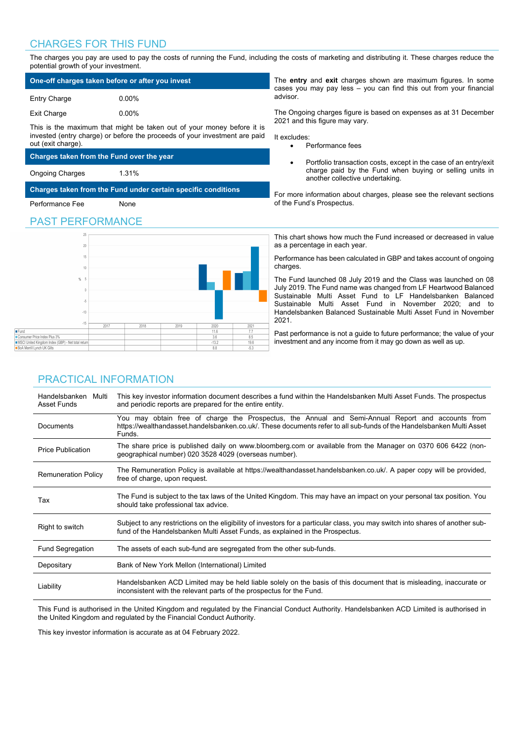## CHARGES FOR THIS FUND

The charges you pay are used to pay the costs of running the Fund, including the costs of marketing and distributing it. These charges reduce the potential growth of your investment.

| One-off charges taken before or after you invest | |
|---|---|
| Entry Charge | 0.00% |
| Exit Charge | 0.00% |

This is the maximum that might be taken out of your money before it is invested (entry charge) or before the proceeds of your investment are paid out (exit charge).

| Charges taken from the Fund over the year | |
|---|---|
| Ongoing Charges | 1.31% |

| Charges taken from the Fund under certain specific conditions | |
|---|---|
| Performance Fee | None |

The **entry** and **exit** charges shown are maximum figures. In some cases you may pay less – you can find this out from your financial advisor.

The Ongoing charges figure is based on expenses as at 31 December 2021 and this figure may vary.

It excludes:

- Performance fees
- Portfolio transaction costs, except in the case of an entry/exit charge paid by the Fund when buying or selling units in another collective undertaking.

For more information about charges, please see the relevant sections of the Fund's Prospectus.

## PAST PERFORMANCE

25
20
15
10
% 5
0
-5
-10
-15

2017 2018 2019 2020 2021

Fund: 11.6 (2020), 7.7 (2021)
Consumer Price Index Plus 3%: 3.6 (2020), 8.5 (2021)
MSCI United Kingdom Index (GBP) - Net total return: -13.2 (2020), 19.6 (2021)
BoA Merrill Lynch UK Gilts: 8.8 (2020), -5.3 (2021)

This chart shows how much the Fund increased or decreased in value as a percentage in each year.

Performance has been calculated in GBP and takes account of ongoing charges.

The Fund launched 08 July 2019 and the Class was launched on 08 July 2019. The Fund name was changed from LF Heartwood Balanced Sustainable Multi Asset Fund to LF Handelsbanken Balanced Sustainable Multi Asset Fund in November 2020; and to Handelsbanken Balanced Sustainable Multi Asset Fund in November 2021.

Past performance is not a guide to future performance; the value of your investment and any income from it may go down as well as up.

## PRACTICAL INFORMATION

| | |
|---|---|
| Handelsbanken Multi Asset Funds | This key investor information document describes a fund within the Handelsbanken Multi Asset Funds. The prospectus and periodic reports are prepared for the entire entity. |
| Documents | You may obtain free of charge the Prospectus, the Annual and Semi-Annual Report and accounts from https://wealthandasset.handelsbanken.co.uk/. These documents refer to all sub-funds of the Handelsbanken Multi Asset Funds. |
| Price Publication | The share price is published daily on www.bloomberg.com or available from the Manager on 0370 606 6422 (non-geographical number) 020 3528 4029 (overseas number). |
| Remuneration Policy | The Remuneration Policy is available at https://wealthandasset.handelsbanken.co.uk/. A paper copy will be provided, free of charge, upon request. |
| Tax | The Fund is subject to the tax laws of the United Kingdom. This may have an impact on your personal tax position. You should take professional tax advice. |
| Right to switch | Subject to any restrictions on the eligibility of investors for a particular class, you may switch into shares of another sub-fund of the Handelsbanken Multi Asset Funds, as explained in the Prospectus. |
| Fund Segregation | The assets of each sub-fund are segregated from the other sub-funds. |
| Depositary | Bank of New York Mellon (International) Limited |
| Liability | Handelsbanken ACD Limited may be held liable solely on the basis of this document that is misleading, inaccurate or inconsistent with the relevant parts of the prospectus for the Fund. |

This Fund is authorised in the United Kingdom and regulated by the Financial Conduct Authority. Handelsbanken ACD Limited is authorised in the United Kingdom and regulated by the Financial Conduct Authority.

This key investor information is accurate as at 04 February 2022.